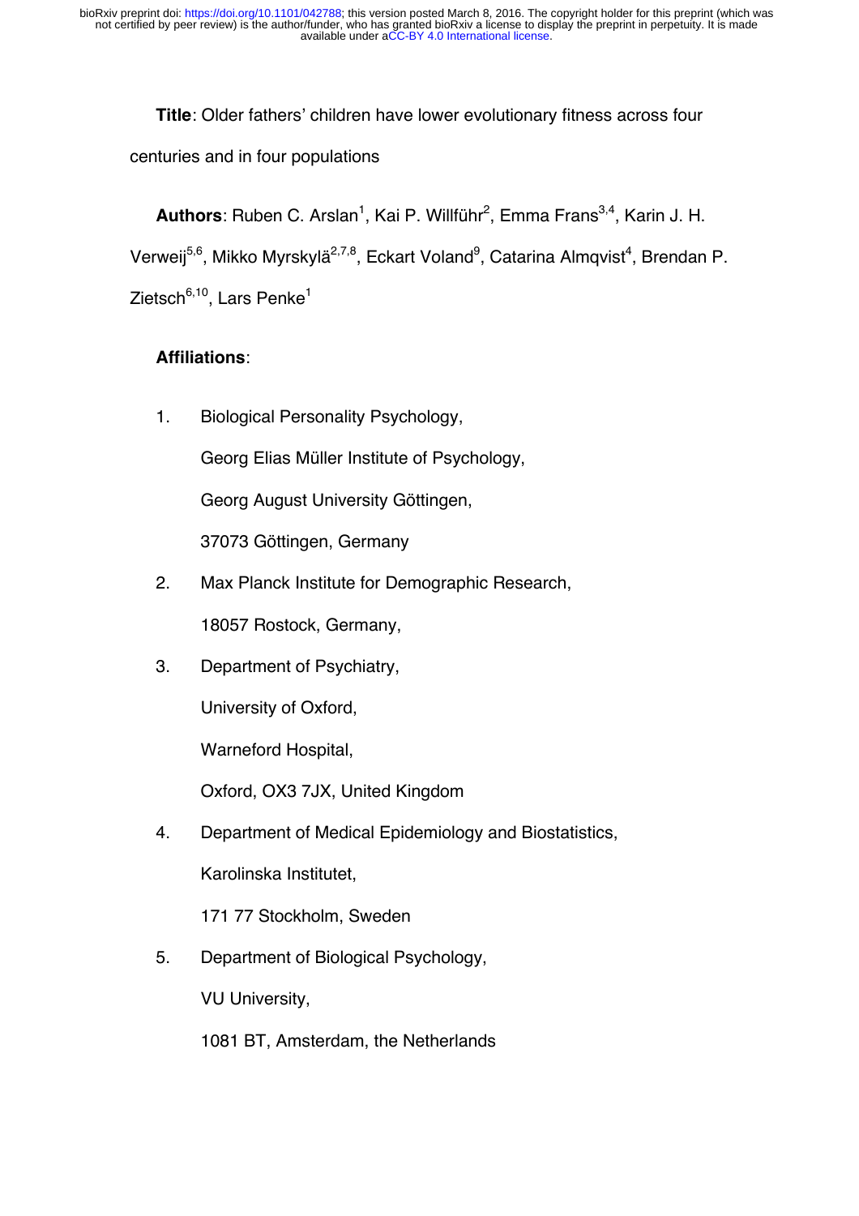**Title**: Older fathers' children have lower evolutionary fitness across four centuries and in four populations

**Authors**: Ruben C. Arslan[1], Kai P. Willführ[2], Emma Frans[3,4], Karin J. H. Verweij[5,6], Mikko Myrskylä[2,7,8], Eckart Voland[9], Catarina Almqvist[4], Brendan P. Zietsch[6,10], Lars Penke[1]

**Affiliations**:

1. Biological Personality Psychology,
   Georg Elias Müller Institute of Psychology,
   Georg August University Göttingen,
   37073 Göttingen, Germany
2. Max Planck Institute for Demographic Research,
   18057 Rostock, Germany,
3. Department of Psychiatry,
   University of Oxford,
   Warneford Hospital,
   Oxford, OX3 7JX, United Kingdom
4. Department of Medical Epidemiology and Biostatistics,
   Karolinska Institutet,
   171 77 Stockholm, Sweden
5. Department of Biological Psychology,
   VU University,
   1081 BT, Amsterdam, the Netherlands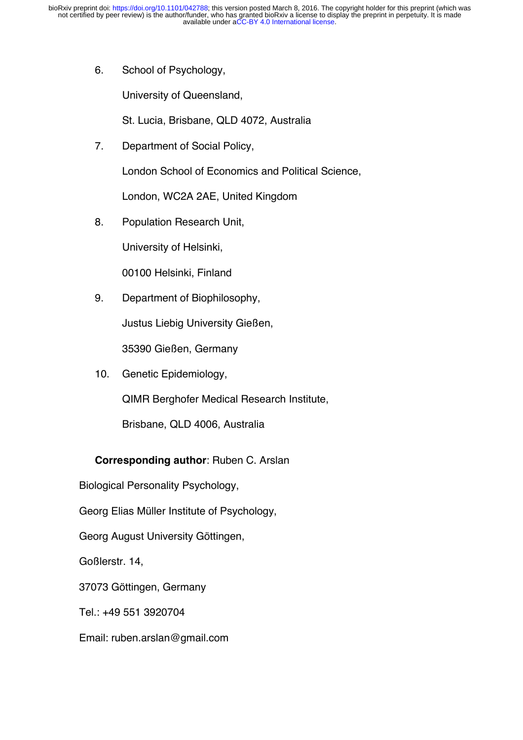6. School of Psychology,

   University of Queensland,

   St. Lucia, Brisbane, QLD 4072, Australia

7. Department of Social Policy,

   London School of Economics and Political Science,

   London, WC2A 2AE, United Kingdom

8. Population Research Unit,

   University of Helsinki,

   00100 Helsinki, Finland

9. Department of Biophilosophy,

   Justus Liebig University Gießen,

   35390 Gießen, Germany

10. Genetic Epidemiology,

    QIMR Berghofer Medical Research Institute,

    Brisbane, QLD 4006, Australia

**Corresponding author**: Ruben C. Arslan

Biological Personality Psychology,

Georg Elias Müller Institute of Psychology,

Georg August University Göttingen,

Goßlerstr. 14,

37073 Göttingen, Germany

Tel.: +49 551 3920704

Email: ruben.arslan@gmail.com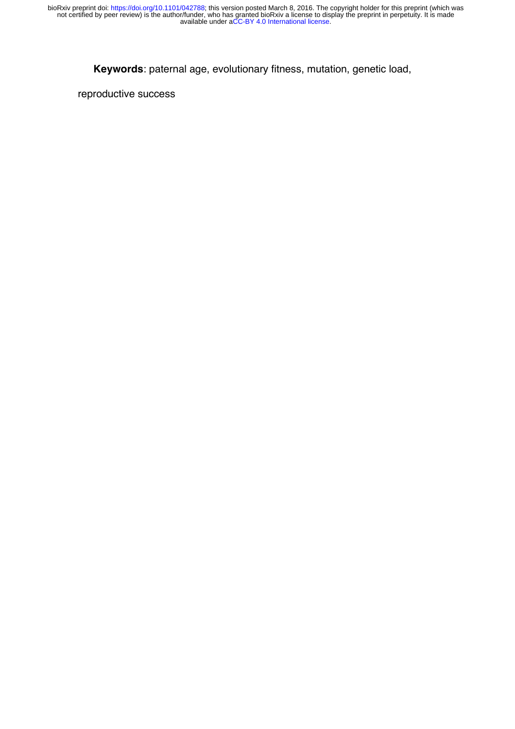**Keywords**: paternal age, evolutionary fitness, mutation, genetic load, reproductive success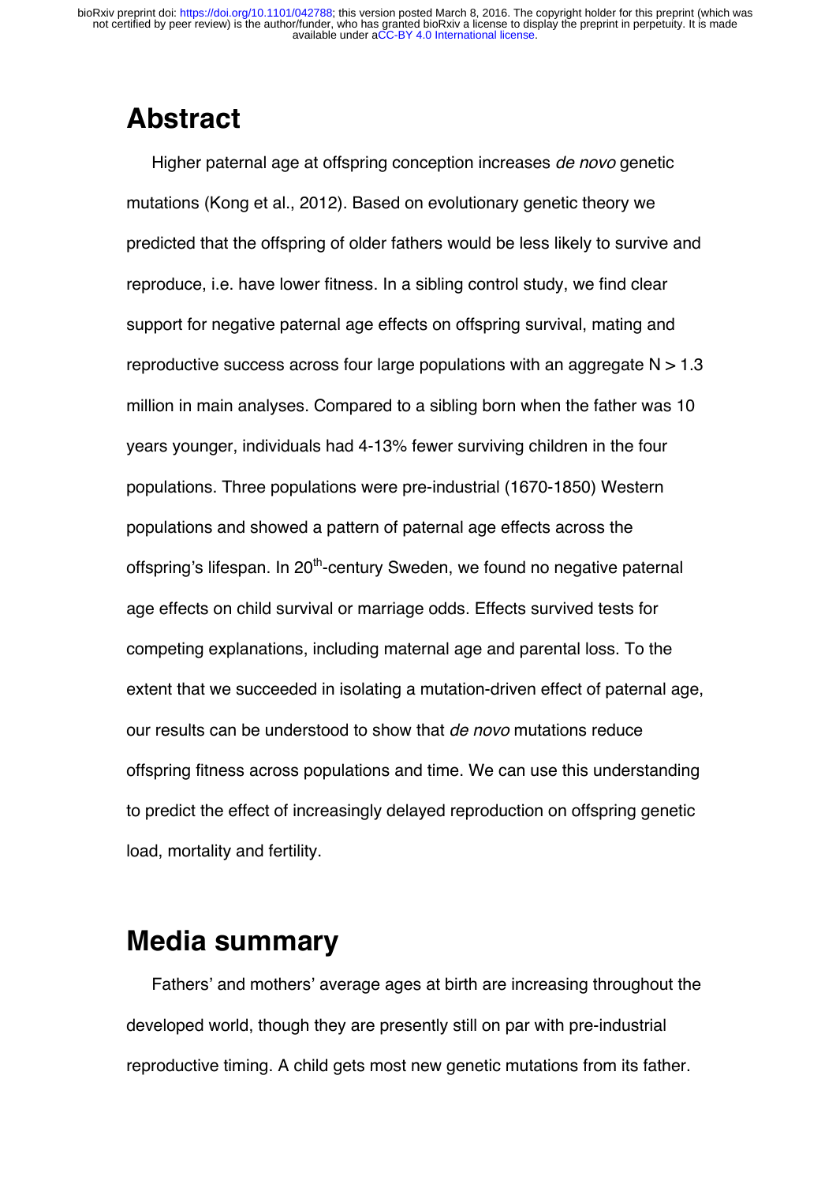# Abstract

Higher paternal age at offspring conception increases *de novo* genetic mutations (Kong et al., 2012). Based on evolutionary genetic theory we predicted that the offspring of older fathers would be less likely to survive and reproduce, i.e. have lower fitness. In a sibling control study, we find clear support for negative paternal age effects on offspring survival, mating and reproductive success across four large populations with an aggregate N > 1.3 million in main analyses. Compared to a sibling born when the father was 10 years younger, individuals had 4-13% fewer surviving children in the four populations. Three populations were pre-industrial (1670-1850) Western populations and showed a pattern of paternal age effects across the offspring's lifespan. In 20$^{th}$-century Sweden, we found no negative paternal age effects on child survival or marriage odds. Effects survived tests for competing explanations, including maternal age and parental loss. To the extent that we succeeded in isolating a mutation-driven effect of paternal age, our results can be understood to show that *de novo* mutations reduce offspring fitness across populations and time. We can use this understanding to predict the effect of increasingly delayed reproduction on offspring genetic load, mortality and fertility.

# Media summary

Fathers' and mothers' average ages at birth are increasing throughout the developed world, though they are presently still on par with pre-industrial reproductive timing. A child gets most new genetic mutations from its father.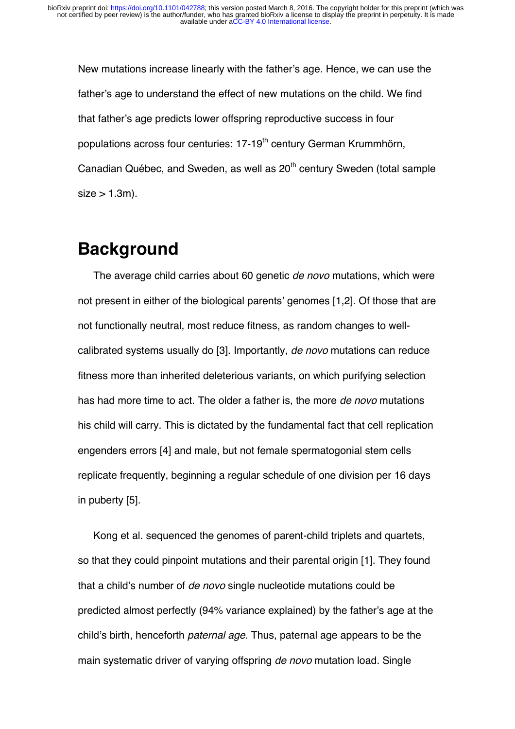New mutations increase linearly with the father's age. Hence, we can use the father's age to understand the effect of new mutations on the child. We find that father's age predicts lower offspring reproductive success in four populations across four centuries: 17-19$^{th}$ century German Krummhörn, Canadian Québec, and Sweden, as well as 20$^{th}$ century Sweden (total sample size > 1.3m).

## Background

The average child carries about 60 genetic *de novo* mutations, which were not present in either of the biological parents' genomes [1,2]. Of those that are not functionally neutral, most reduce fitness, as random changes to well-calibrated systems usually do [3]. Importantly, *de novo* mutations can reduce fitness more than inherited deleterious variants, on which purifying selection has had more time to act. The older a father is, the more *de novo* mutations his child will carry. This is dictated by the fundamental fact that cell replication engenders errors [4] and male, but not female spermatogonial stem cells replicate frequently, beginning a regular schedule of one division per 16 days in puberty [5].

Kong et al. sequenced the genomes of parent-child triplets and quartets, so that they could pinpoint mutations and their parental origin [1]. They found that a child's number of *de novo* single nucleotide mutations could be predicted almost perfectly (94% variance explained) by the father's age at the child's birth, henceforth *paternal age*. Thus, paternal age appears to be the main systematic driver of varying offspring *de novo* mutation load. Single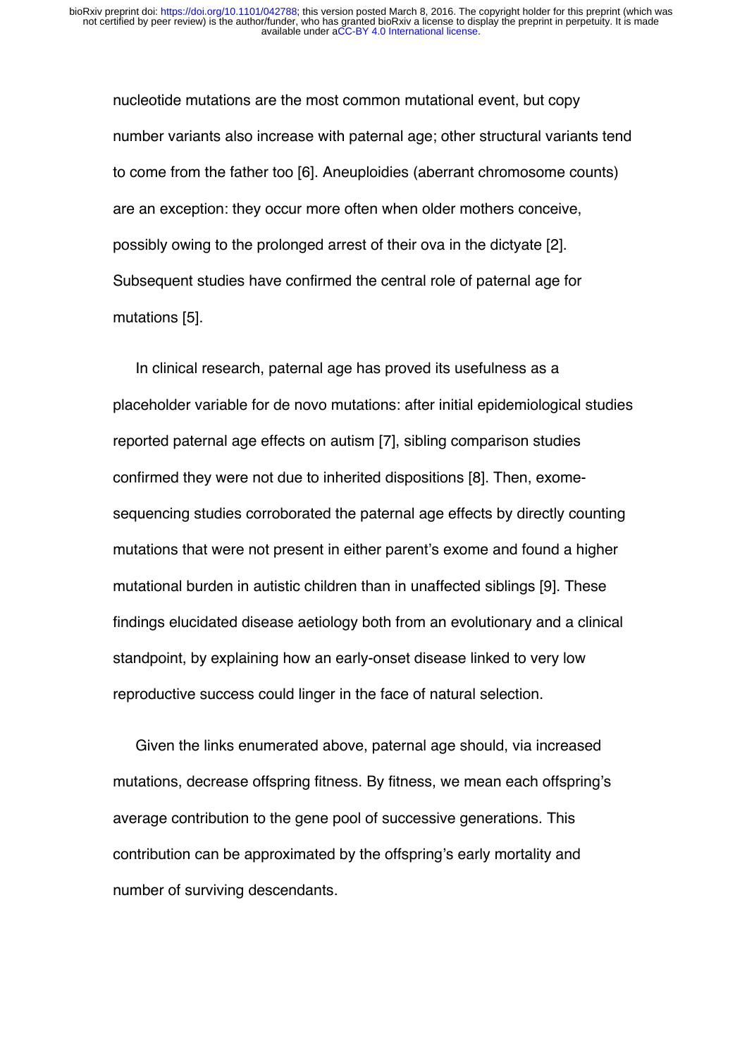nucleotide mutations are the most common mutational event, but copy number variants also increase with paternal age; other structural variants tend to come from the father too [6]. Aneuploidies (aberrant chromosome counts) are an exception: they occur more often when older mothers conceive, possibly owing to the prolonged arrest of their ova in the dictyate [2]. Subsequent studies have confirmed the central role of paternal age for mutations [5].

In clinical research, paternal age has proved its usefulness as a placeholder variable for de novo mutations: after initial epidemiological studies reported paternal age effects on autism [7], sibling comparison studies confirmed they were not due to inherited dispositions [8]. Then, exome-sequencing studies corroborated the paternal age effects by directly counting mutations that were not present in either parent's exome and found a higher mutational burden in autistic children than in unaffected siblings [9]. These findings elucidated disease aetiology both from an evolutionary and a clinical standpoint, by explaining how an early-onset disease linked to very low reproductive success could linger in the face of natural selection.

Given the links enumerated above, paternal age should, via increased mutations, decrease offspring fitness. By fitness, we mean each offspring's average contribution to the gene pool of successive generations. This contribution can be approximated by the offspring's early mortality and number of surviving descendants.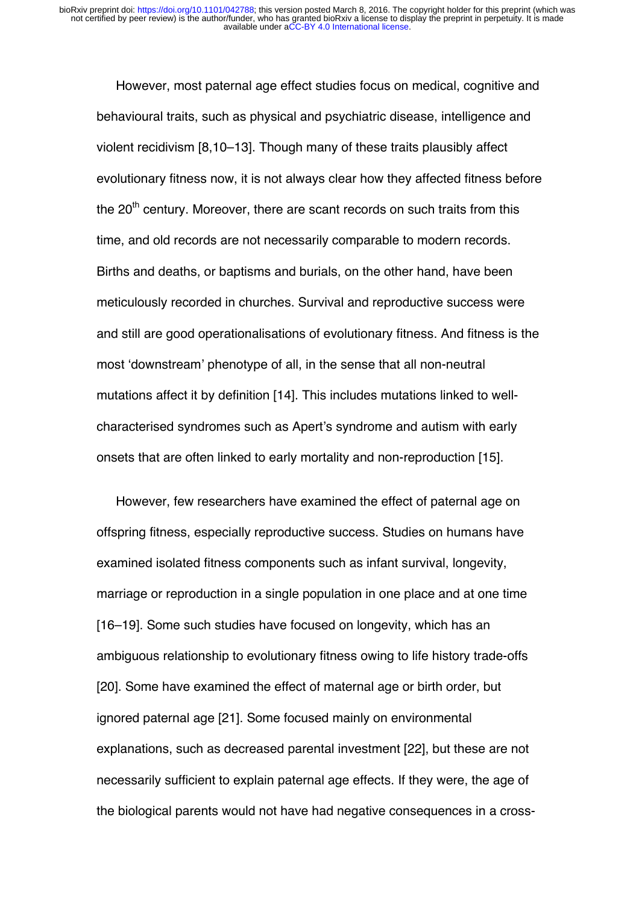However, most paternal age effect studies focus on medical, cognitive and behavioural traits, such as physical and psychiatric disease, intelligence and violent recidivism [8,10–13]. Though many of these traits plausibly affect evolutionary fitness now, it is not always clear how they affected fitness before the 20th century. Moreover, there are scant records on such traits from this time, and old records are not necessarily comparable to modern records. Births and deaths, or baptisms and burials, on the other hand, have been meticulously recorded in churches. Survival and reproductive success were and still are good operationalisations of evolutionary fitness. And fitness is the most 'downstream' phenotype of all, in the sense that all non-neutral mutations affect it by definition [14]. This includes mutations linked to well-characterised syndromes such as Apert's syndrome and autism with early onsets that are often linked to early mortality and non-reproduction [15].

However, few researchers have examined the effect of paternal age on offspring fitness, especially reproductive success. Studies on humans have examined isolated fitness components such as infant survival, longevity, marriage or reproduction in a single population in one place and at one time [16–19]. Some such studies have focused on longevity, which has an ambiguous relationship to evolutionary fitness owing to life history trade-offs [20]. Some have examined the effect of maternal age or birth order, but ignored paternal age [21]. Some focused mainly on environmental explanations, such as decreased parental investment [22], but these are not necessarily sufficient to explain paternal age effects. If they were, the age of the biological parents would not have had negative consequences in a cross-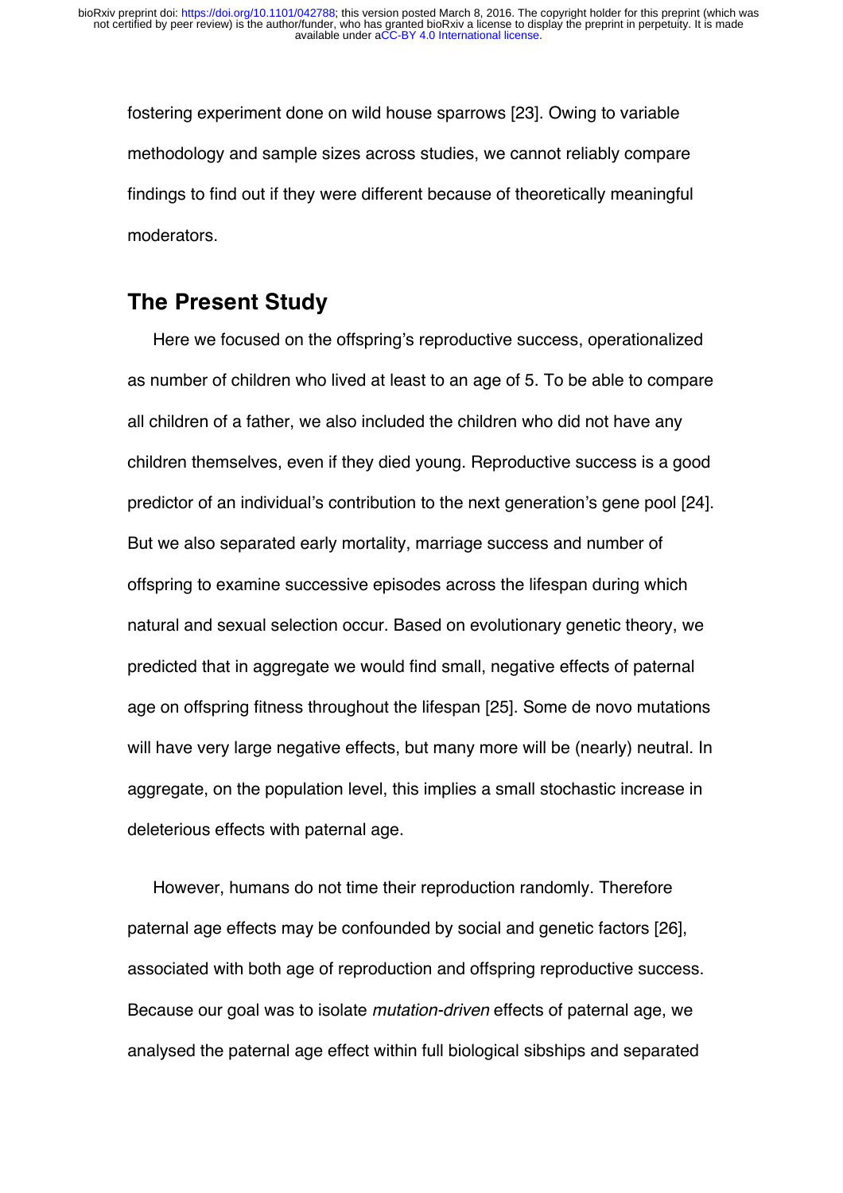fostering experiment done on wild house sparrows [23]. Owing to variable methodology and sample sizes across studies, we cannot reliably compare findings to find out if they were different because of theoretically meaningful moderators.

## The Present Study

Here we focused on the offspring's reproductive success, operationalized as number of children who lived at least to an age of 5. To be able to compare all children of a father, we also included the children who did not have any children themselves, even if they died young. Reproductive success is a good predictor of an individual's contribution to the next generation's gene pool [24]. But we also separated early mortality, marriage success and number of offspring to examine successive episodes across the lifespan during which natural and sexual selection occur. Based on evolutionary genetic theory, we predicted that in aggregate we would find small, negative effects of paternal age on offspring fitness throughout the lifespan [25]. Some de novo mutations will have very large negative effects, but many more will be (nearly) neutral. In aggregate, on the population level, this implies a small stochastic increase in deleterious effects with paternal age.

However, humans do not time their reproduction randomly. Therefore paternal age effects may be confounded by social and genetic factors [26], associated with both age of reproduction and offspring reproductive success. Because our goal was to isolate *mutation-driven* effects of paternal age, we analysed the paternal age effect within full biological sibships and separated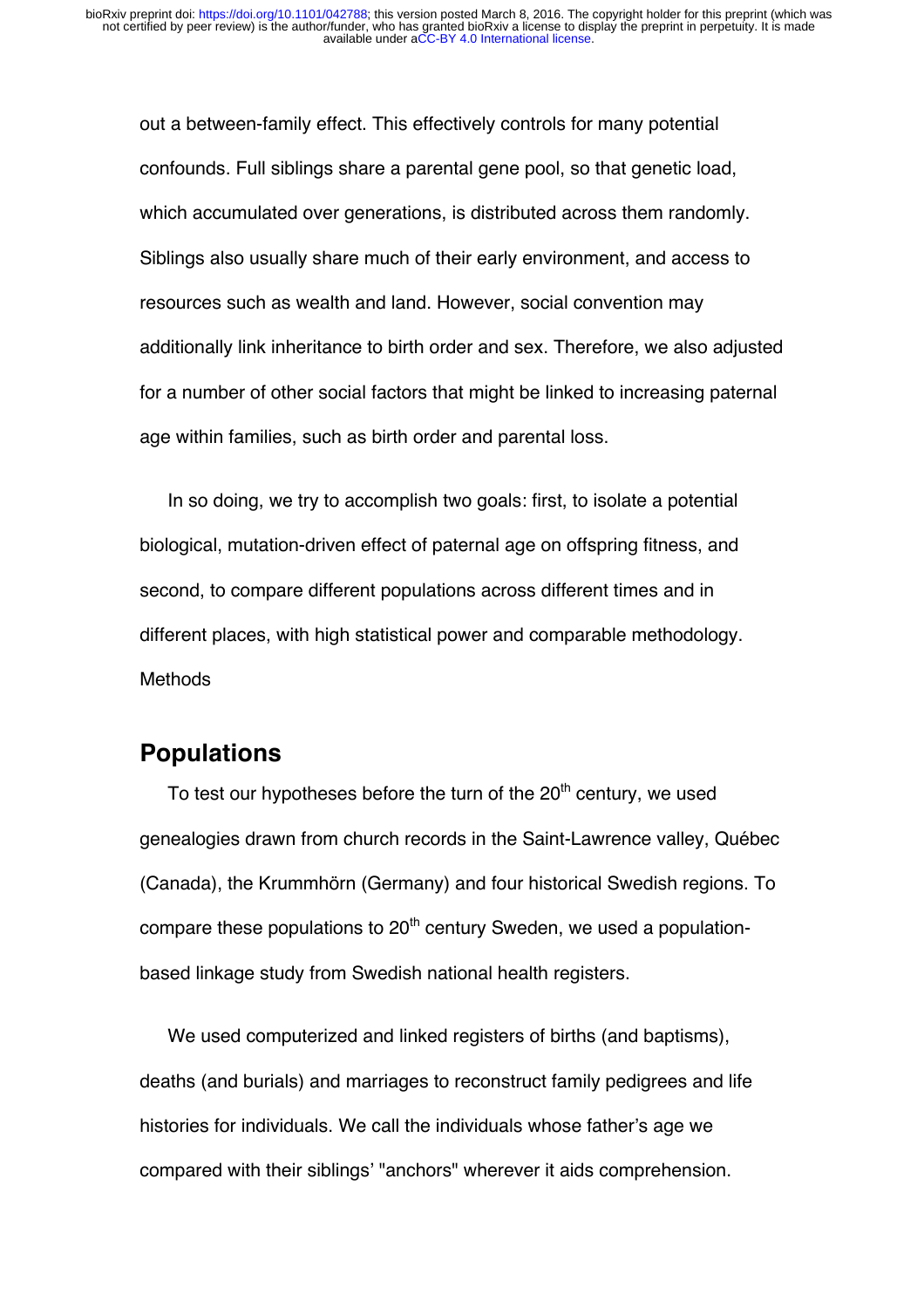out a between-family effect. This effectively controls for many potential confounds. Full siblings share a parental gene pool, so that genetic load, which accumulated over generations, is distributed across them randomly. Siblings also usually share much of their early environment, and access to resources such as wealth and land. However, social convention may additionally link inheritance to birth order and sex. Therefore, we also adjusted for a number of other social factors that might be linked to increasing paternal age within families, such as birth order and parental loss.

In so doing, we try to accomplish two goals: first, to isolate a potential biological, mutation-driven effect of paternal age on offspring fitness, and second, to compare different populations across different times and in different places, with high statistical power and comparable methodology.

Methods

## Populations

To test our hypotheses before the turn of the 20th century, we used genealogies drawn from church records in the Saint-Lawrence valley, Québec (Canada), the Krummhörn (Germany) and four historical Swedish regions. To compare these populations to 20th century Sweden, we used a population-based linkage study from Swedish national health registers.

We used computerized and linked registers of births (and baptisms), deaths (and burials) and marriages to reconstruct family pedigrees and life histories for individuals. We call the individuals whose father's age we compared with their siblings' "anchors" wherever it aids comprehension.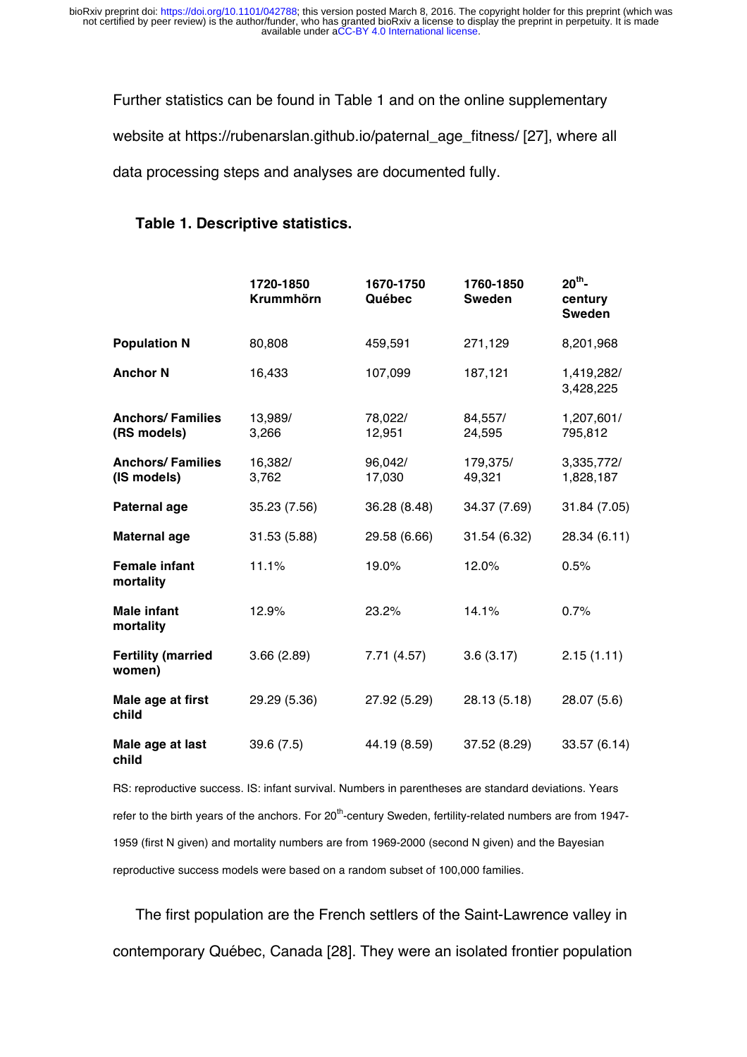Further statistics can be found in Table 1 and on the online supplementary website at https://rubenarslan.github.io/paternal_age_fitness/ [27], where all data processing steps and analyses are documented fully.

**Table 1. Descriptive statistics.**

| | 1720-1850 Krummhörn | 1670-1750 Québec | 1760-1850 Sweden | 20th-century Sweden |
|---|---|---|---|---|
| **Population N** | 80,808 | 459,591 | 271,129 | 8,201,968 |
| **Anchor N** | 16,433 | 107,099 | 187,121 | 1,419,282/ 3,428,225 |
| **Anchors/ Families (RS models)** | 13,989/ 3,266 | 78,022/ 12,951 | 84,557/ 24,595 | 1,207,601/ 795,812 |
| **Anchors/ Families (IS models)** | 16,382/ 3,762 | 96,042/ 17,030 | 179,375/ 49,321 | 3,335,772/ 1,828,187 |
| **Paternal age** | 35.23 (7.56) | 36.28 (8.48) | 34.37 (7.69) | 31.84 (7.05) |
| **Maternal age** | 31.53 (5.88) | 29.58 (6.66) | 31.54 (6.32) | 28.34 (6.11) |
| **Female infant mortality** | 11.1% | 19.0% | 12.0% | 0.5% |
| **Male infant mortality** | 12.9% | 23.2% | 14.1% | 0.7% |
| **Fertility (married women)** | 3.66 (2.89) | 7.71 (4.57) | 3.6 (3.17) | 2.15 (1.11) |
| **Male age at first child** | 29.29 (5.36) | 27.92 (5.29) | 28.13 (5.18) | 28.07 (5.6) |
| **Male age at last child** | 39.6 (7.5) | 44.19 (8.59) | 37.52 (8.29) | 33.57 (6.14) |

RS: reproductive success. IS: infant survival. Numbers in parentheses are standard deviations. Years refer to the birth years of the anchors. For 20th-century Sweden, fertility-related numbers are from 1947-1959 (first N given) and mortality numbers are from 1969-2000 (second N given) and the Bayesian reproductive success models were based on a random subset of 100,000 families.

The first population are the French settlers of the Saint-Lawrence valley in contemporary Québec, Canada [28]. They were an isolated frontier population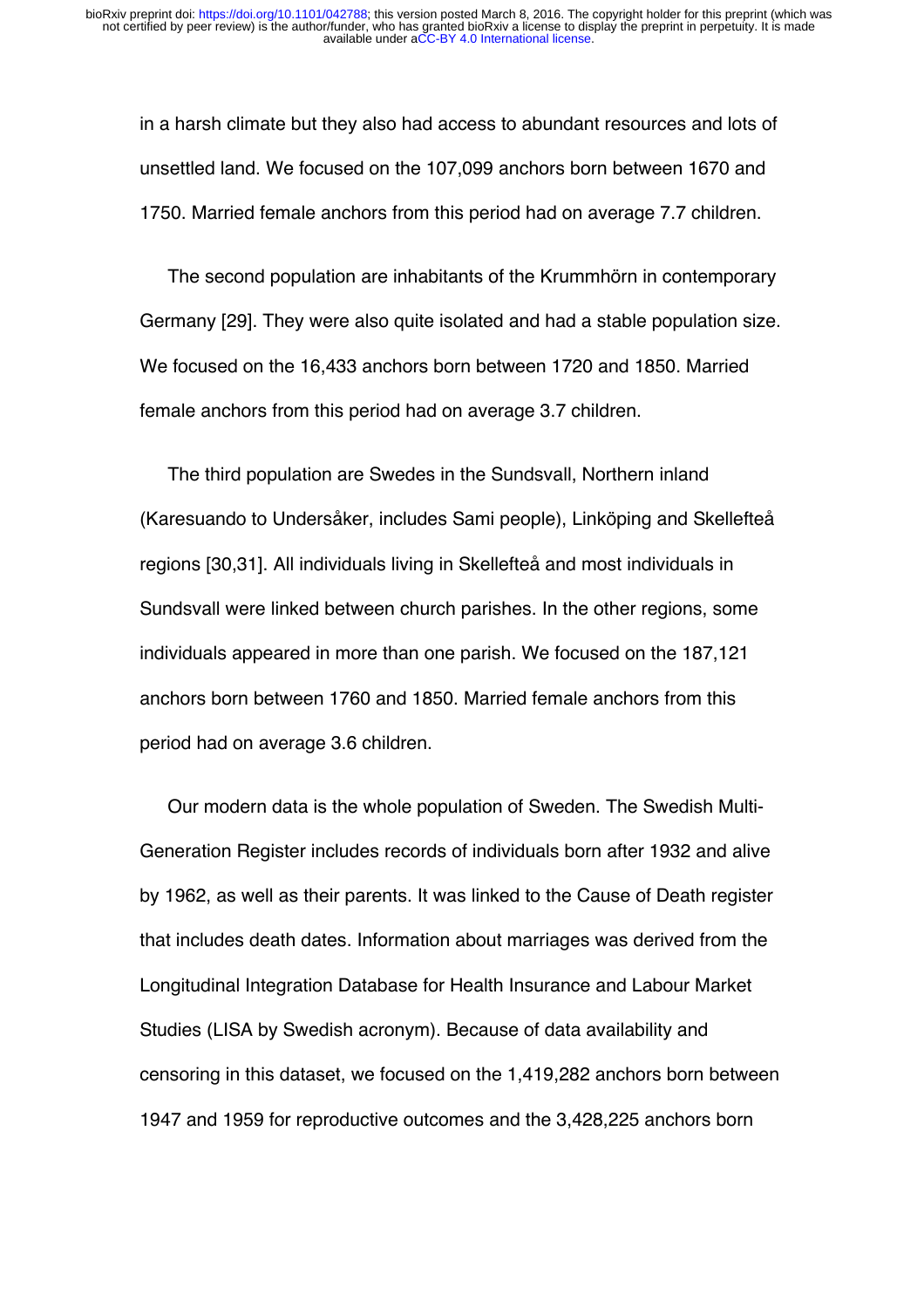in a harsh climate but they also had access to abundant resources and lots of unsettled land. We focused on the 107,099 anchors born between 1670 and 1750. Married female anchors from this period had on average 7.7 children.

The second population are inhabitants of the Krummhörn in contemporary Germany [29]. They were also quite isolated and had a stable population size. We focused on the 16,433 anchors born between 1720 and 1850. Married female anchors from this period had on average 3.7 children.

The third population are Swedes in the Sundsvall, Northern inland (Karesuando to Undersåker, includes Sami people), Linköping and Skellefteå regions [30,31]. All individuals living in Skellefteå and most individuals in Sundsvall were linked between church parishes. In the other regions, some individuals appeared in more than one parish. We focused on the 187,121 anchors born between 1760 and 1850. Married female anchors from this period had on average 3.6 children.

Our modern data is the whole population of Sweden. The Swedish Multi-Generation Register includes records of individuals born after 1932 and alive by 1962, as well as their parents. It was linked to the Cause of Death register that includes death dates. Information about marriages was derived from the Longitudinal Integration Database for Health Insurance and Labour Market Studies (LISA by Swedish acronym). Because of data availability and censoring in this dataset, we focused on the 1,419,282 anchors born between 1947 and 1959 for reproductive outcomes and the 3,428,225 anchors born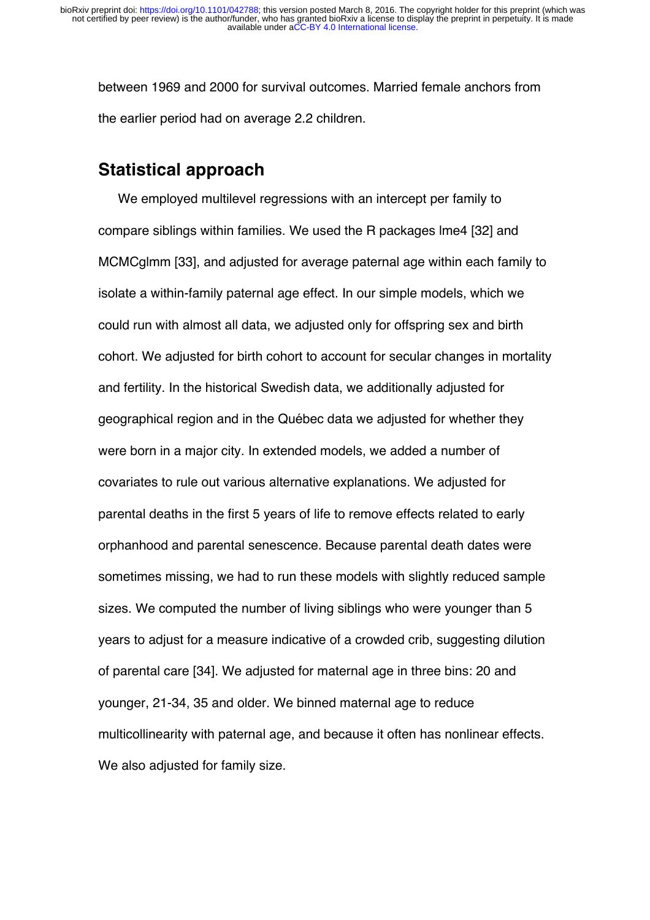between 1969 and 2000 for survival outcomes. Married female anchors from the earlier period had on average 2.2 children.

## Statistical approach

We employed multilevel regressions with an intercept per family to compare siblings within families. We used the R packages lme4 [32] and MCMCglmm [33], and adjusted for average paternal age within each family to isolate a within-family paternal age effect. In our simple models, which we could run with almost all data, we adjusted only for offspring sex and birth cohort. We adjusted for birth cohort to account for secular changes in mortality and fertility. In the historical Swedish data, we additionally adjusted for geographical region and in the Québec data we adjusted for whether they were born in a major city. In extended models, we added a number of covariates to rule out various alternative explanations. We adjusted for parental deaths in the first 5 years of life to remove effects related to early orphanhood and parental senescence. Because parental death dates were sometimes missing, we had to run these models with slightly reduced sample sizes. We computed the number of living siblings who were younger than 5 years to adjust for a measure indicative of a crowded crib, suggesting dilution of parental care [34]. We adjusted for maternal age in three bins: 20 and younger, 21-34, 35 and older. We binned maternal age to reduce multicollinearity with paternal age, and because it often has nonlinear effects. We also adjusted for family size.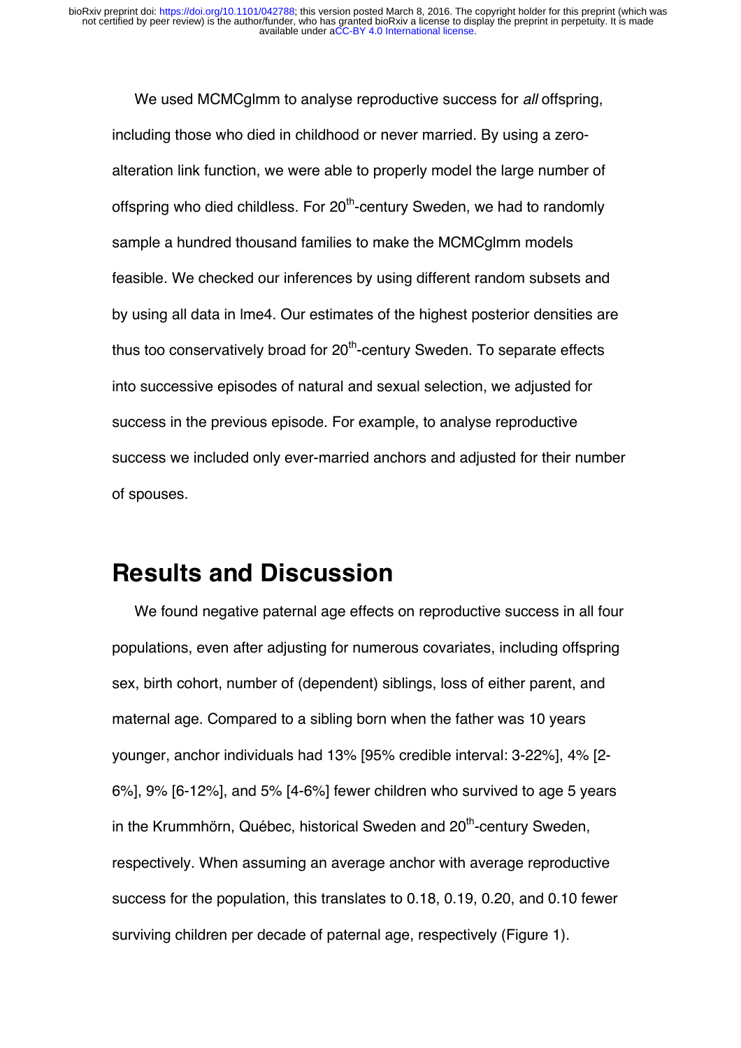We used MCMCglmm to analyse reproductive success for *all* offspring, including those who died in childhood or never married. By using a zero-alteration link function, we were able to properly model the large number of offspring who died childless. For 20$^{th}$-century Sweden, we had to randomly sample a hundred thousand families to make the MCMCglmm models feasible. We checked our inferences by using different random subsets and by using all data in lme4. Our estimates of the highest posterior densities are thus too conservatively broad for 20$^{th}$-century Sweden. To separate effects into successive episodes of natural and sexual selection, we adjusted for success in the previous episode. For example, to analyse reproductive success we included only ever-married anchors and adjusted for their number of spouses.

## Results and Discussion

We found negative paternal age effects on reproductive success in all four populations, even after adjusting for numerous covariates, including offspring sex, birth cohort, number of (dependent) siblings, loss of either parent, and maternal age. Compared to a sibling born when the father was 10 years younger, anchor individuals had 13% [95% credible interval: 3-22%], 4% [2-6%], 9% [6-12%], and 5% [4-6%] fewer children who survived to age 5 years in the Krummhörn, Québec, historical Sweden and 20$^{th}$-century Sweden, respectively. When assuming an average anchor with average reproductive success for the population, this translates to 0.18, 0.19, 0.20, and 0.10 fewer surviving children per decade of paternal age, respectively (Figure 1).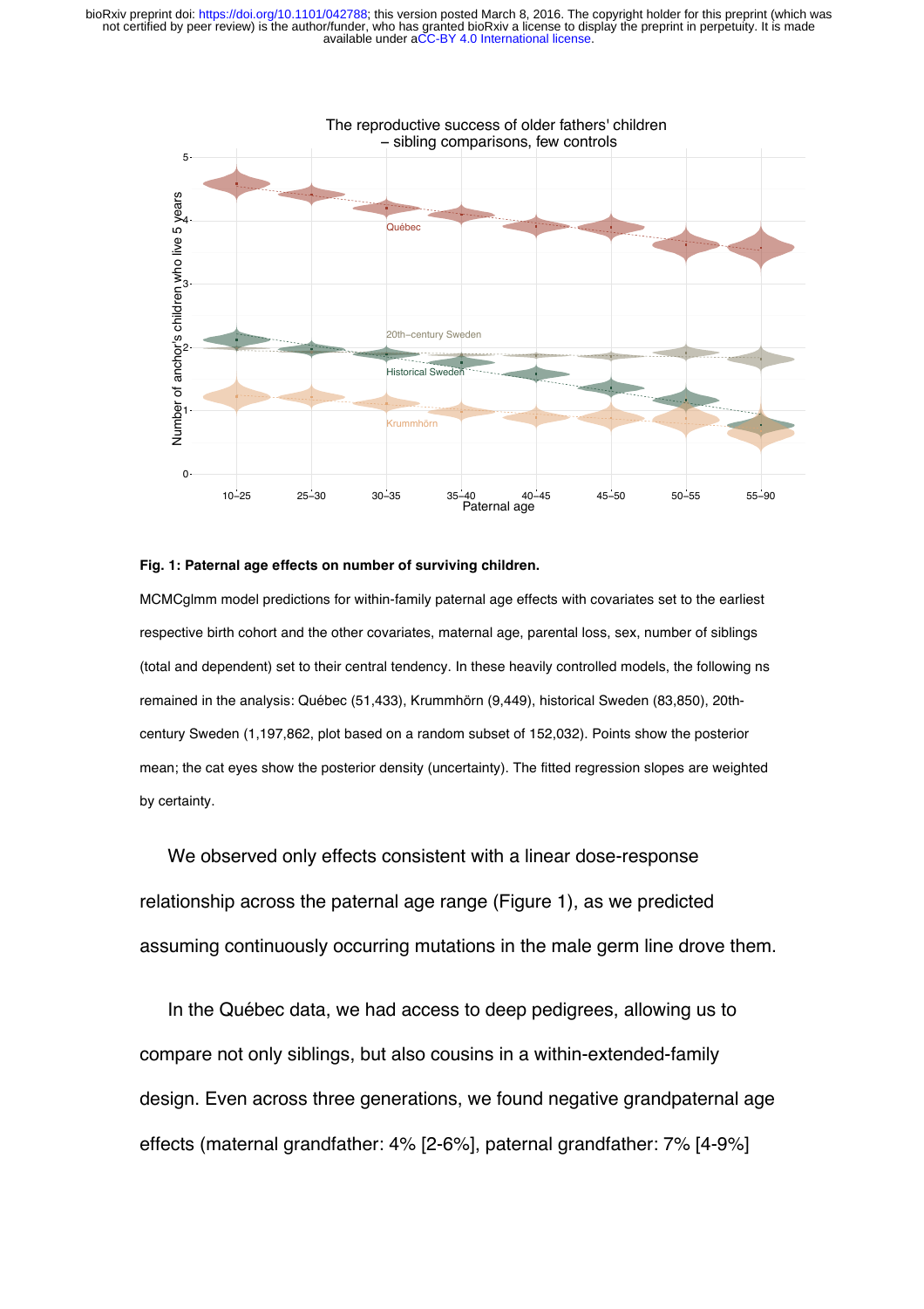**Fig. 1: Paternal age effects on number of surviving children.**

MCMCglmm model predictions for within-family paternal age effects with covariates set to the earliest respective birth cohort and the other covariates, maternal age, parental loss, sex, number of siblings (total and dependent) set to their central tendency. In these heavily controlled models, the following ns remained in the analysis: Québec (51,433), Krummhörn (9,449), historical Sweden (83,850), 20th-century Sweden (1,197,862, plot based on a random subset of 152,032). Points show the posterior mean; the cat eyes show the posterior density (uncertainty). The fitted regression slopes are weighted by certainty.

We observed only effects consistent with a linear dose-response relationship across the paternal age range (Figure 1), as we predicted assuming continuously occurring mutations in the male germ line drove them.

In the Québec data, we had access to deep pedigrees, allowing us to compare not only siblings, but also cousins in a within-extended-family design. Even across three generations, we found negative grandpaternal age effects (maternal grandfather: 4% [2-6%], paternal grandfather: 7% [4-9%]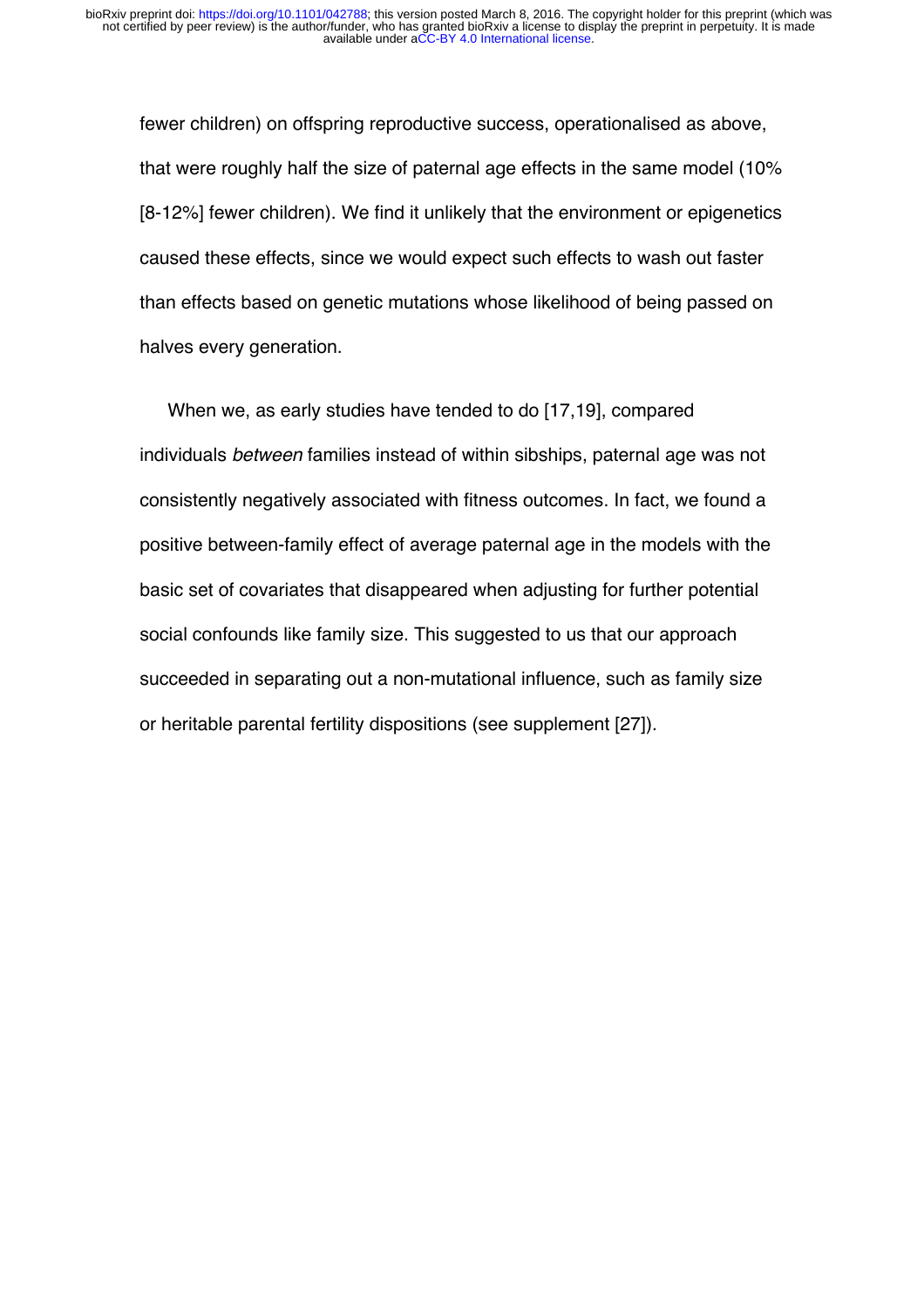fewer children) on offspring reproductive success, operationalised as above, that were roughly half the size of paternal age effects in the same model (10% [8-12%] fewer children). We find it unlikely that the environment or epigenetics caused these effects, since we would expect such effects to wash out faster than effects based on genetic mutations whose likelihood of being passed on halves every generation.

When we, as early studies have tended to do [17,19], compared individuals *between* families instead of within sibships, paternal age was not consistently negatively associated with fitness outcomes. In fact, we found a positive between-family effect of average paternal age in the models with the basic set of covariates that disappeared when adjusting for further potential social confounds like family size. This suggested to us that our approach succeeded in separating out a non-mutational influence, such as family size or heritable parental fertility dispositions (see supplement [27]).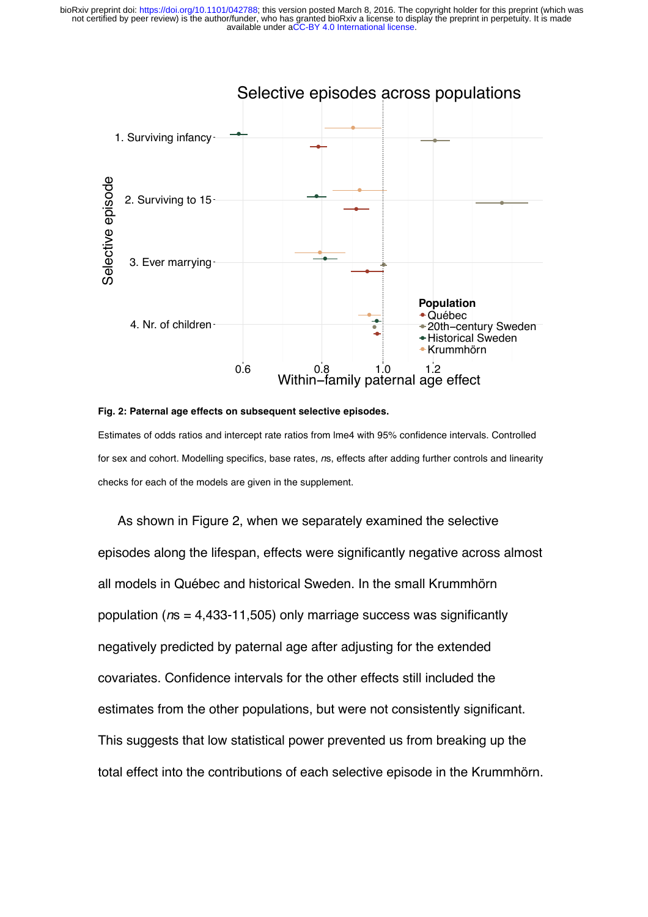Fig. 2: Paternal age effects on subsequent selective episodes.

Estimates of odds ratios and intercept rate ratios from lme4 with 95% confidence intervals. Controlled for sex and cohort. Modelling specifics, base rates, *n*s, effects after adding further controls and linearity checks for each of the models are given in the supplement.

As shown in Figure 2, when we separately examined the selective episodes along the lifespan, effects were significantly negative across almost all models in Québec and historical Sweden. In the small Krummhörn population (*n*s = 4,433-11,505) only marriage success was significantly negatively predicted by paternal age after adjusting for the extended covariates. Confidence intervals for the other effects still included the estimates from the other populations, but were not consistently significant. This suggests that low statistical power prevented us from breaking up the total effect into the contributions of each selective episode in the Krummhörn.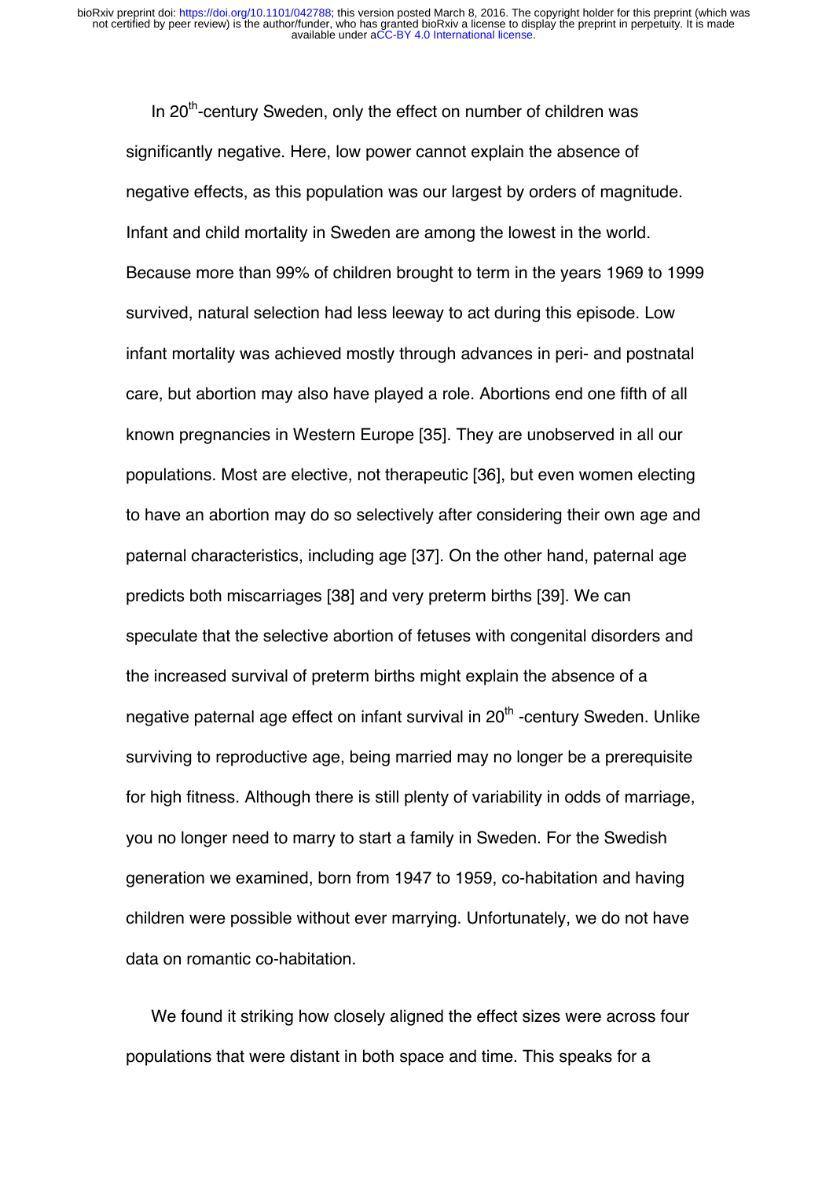In 20th-century Sweden, only the effect on number of children was significantly negative. Here, low power cannot explain the absence of negative effects, as this population was our largest by orders of magnitude. Infant and child mortality in Sweden are among the lowest in the world. Because more than 99% of children brought to term in the years 1969 to 1999 survived, natural selection had less leeway to act during this episode. Low infant mortality was achieved mostly through advances in peri- and postnatal care, but abortion may also have played a role. Abortions end one fifth of all known pregnancies in Western Europe [35]. They are unobserved in all our populations. Most are elective, not therapeutic [36], but even women electing to have an abortion may do so selectively after considering their own age and paternal characteristics, including age [37]. On the other hand, paternal age predicts both miscarriages [38] and very preterm births [39]. We can speculate that the selective abortion of fetuses with congenital disorders and the increased survival of preterm births might explain the absence of a negative paternal age effect on infant survival in 20th -century Sweden. Unlike surviving to reproductive age, being married may no longer be a prerequisite for high fitness. Although there is still plenty of variability in odds of marriage, you no longer need to marry to start a family in Sweden. For the Swedish generation we examined, born from 1947 to 1959, co-habitation and having children were possible without ever marrying. Unfortunately, we do not have data on romantic co-habitation.

We found it striking how closely aligned the effect sizes were across four populations that were distant in both space and time. This speaks for a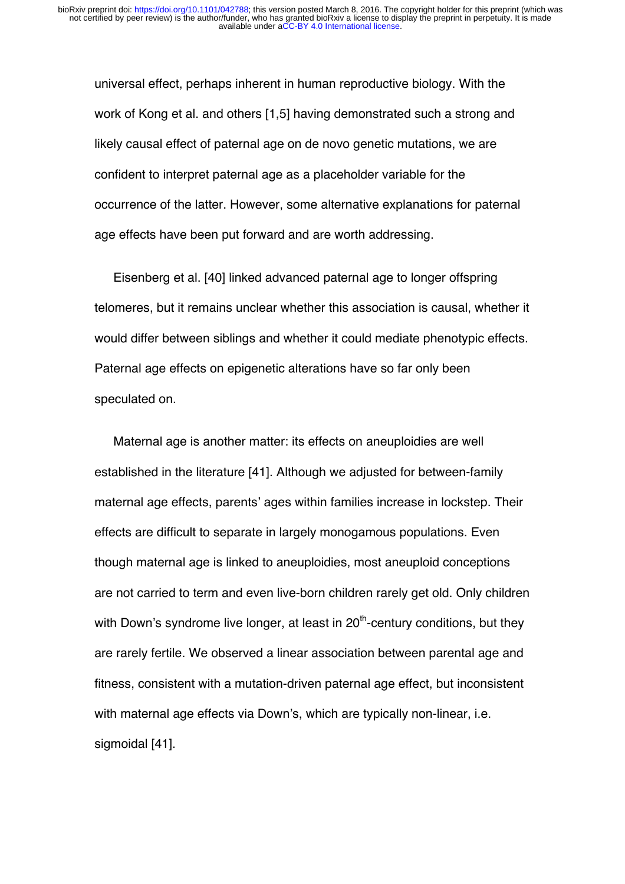universal effect, perhaps inherent in human reproductive biology. With the work of Kong et al. and others [1,5] having demonstrated such a strong and likely causal effect of paternal age on de novo genetic mutations, we are confident to interpret paternal age as a placeholder variable for the occurrence of the latter. However, some alternative explanations for paternal age effects have been put forward and are worth addressing.

Eisenberg et al. [40] linked advanced paternal age to longer offspring telomeres, but it remains unclear whether this association is causal, whether it would differ between siblings and whether it could mediate phenotypic effects. Paternal age effects on epigenetic alterations have so far only been speculated on.

Maternal age is another matter: its effects on aneuploidies are well established in the literature [41]. Although we adjusted for between-family maternal age effects, parents' ages within families increase in lockstep. Their effects are difficult to separate in largely monogamous populations. Even though maternal age is linked to aneuploidies, most aneuploid conceptions are not carried to term and even live-born children rarely get old. Only children with Down's syndrome live longer, at least in 20th-century conditions, but they are rarely fertile. We observed a linear association between parental age and fitness, consistent with a mutation-driven paternal age effect, but inconsistent with maternal age effects via Down's, which are typically non-linear, i.e. sigmoidal [41].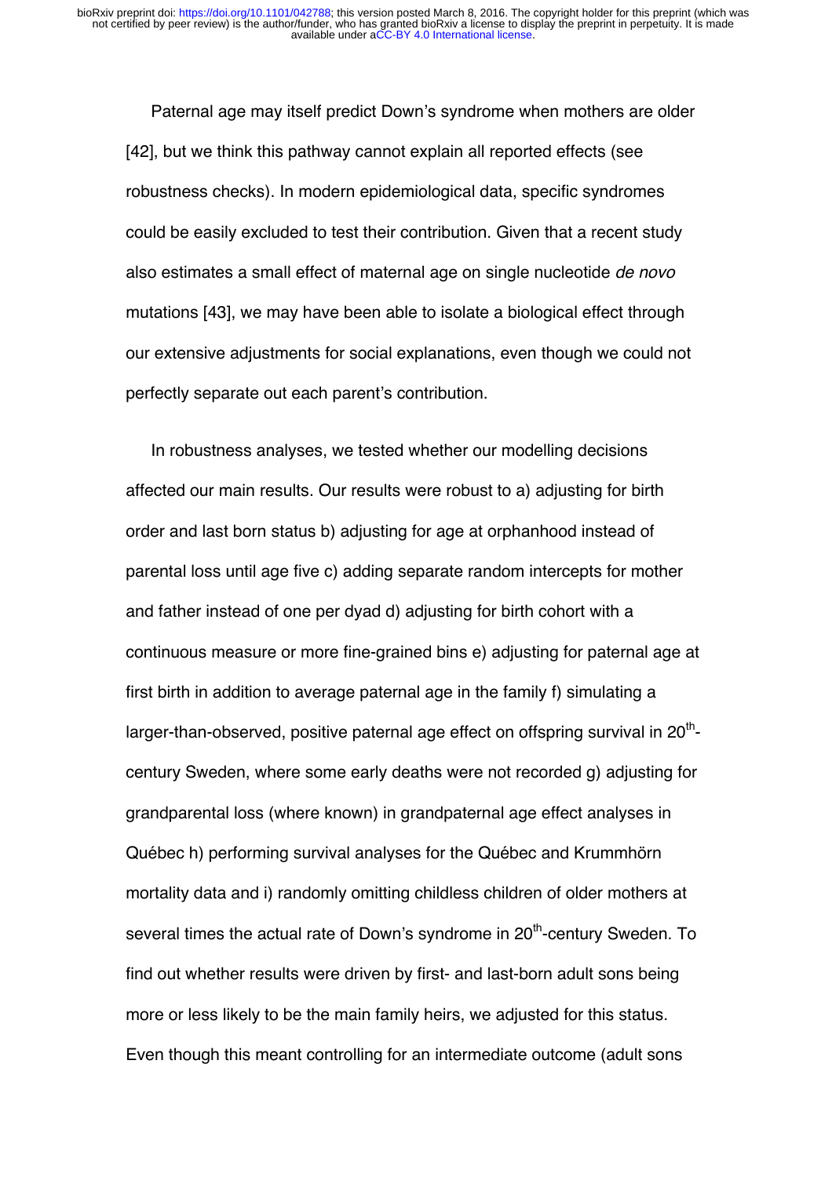Paternal age may itself predict Down's syndrome when mothers are older [42], but we think this pathway cannot explain all reported effects (see robustness checks). In modern epidemiological data, specific syndromes could be easily excluded to test their contribution. Given that a recent study also estimates a small effect of maternal age on single nucleotide *de novo* mutations [43], we may have been able to isolate a biological effect through our extensive adjustments for social explanations, even though we could not perfectly separate out each parent's contribution.

In robustness analyses, we tested whether our modelling decisions affected our main results. Our results were robust to a) adjusting for birth order and last born status b) adjusting for age at orphanhood instead of parental loss until age five c) adding separate random intercepts for mother and father instead of one per dyad d) adjusting for birth cohort with a continuous measure or more fine-grained bins e) adjusting for paternal age at first birth in addition to average paternal age in the family f) simulating a larger-than-observed, positive paternal age effect on offspring survival in 20th-century Sweden, where some early deaths were not recorded g) adjusting for grandparental loss (where known) in grandpaternal age effect analyses in Québec h) performing survival analyses for the Québec and Krummhörn mortality data and i) randomly omitting childless children of older mothers at several times the actual rate of Down's syndrome in 20th-century Sweden. To find out whether results were driven by first- and last-born adult sons being more or less likely to be the main family heirs, we adjusted for this status. Even though this meant controlling for an intermediate outcome (adult sons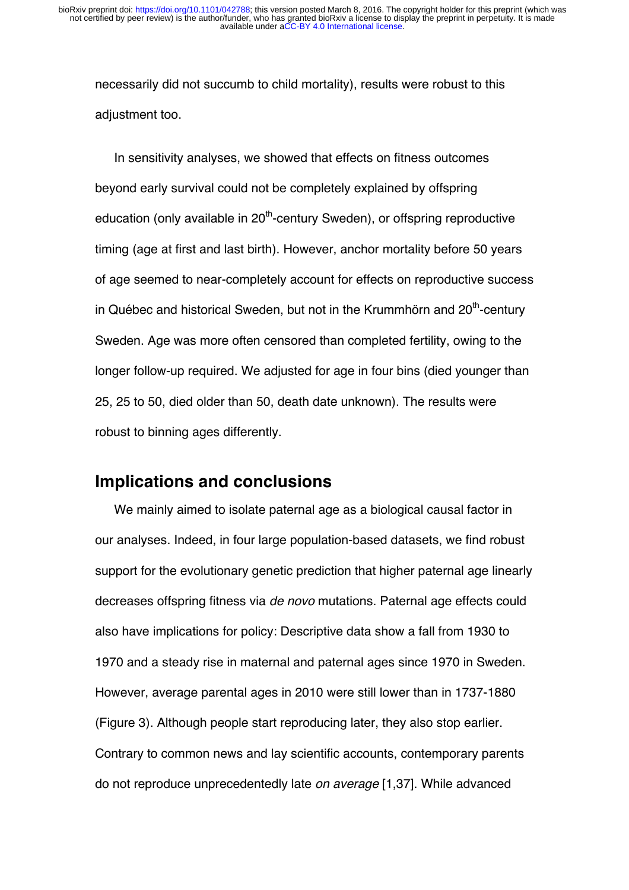necessarily did not succumb to child mortality), results were robust to this adjustment too.

In sensitivity analyses, we showed that effects on fitness outcomes beyond early survival could not be completely explained by offspring education (only available in 20th-century Sweden), or offspring reproductive timing (age at first and last birth). However, anchor mortality before 50 years of age seemed to near-completely account for effects on reproductive success in Québec and historical Sweden, but not in the Krummhörn and 20th-century Sweden. Age was more often censored than completed fertility, owing to the longer follow-up required. We adjusted for age in four bins (died younger than 25, 25 to 50, died older than 50, death date unknown). The results were robust to binning ages differently.

## Implications and conclusions

We mainly aimed to isolate paternal age as a biological causal factor in our analyses. Indeed, in four large population-based datasets, we find robust support for the evolutionary genetic prediction that higher paternal age linearly decreases offspring fitness via *de novo* mutations. Paternal age effects could also have implications for policy: Descriptive data show a fall from 1930 to 1970 and a steady rise in maternal and paternal ages since 1970 in Sweden. However, average parental ages in 2010 were still lower than in 1737-1880 (Figure 3). Although people start reproducing later, they also stop earlier. Contrary to common news and lay scientific accounts, contemporary parents do not reproduce unprecedentedly late *on average* [1,37]. While advanced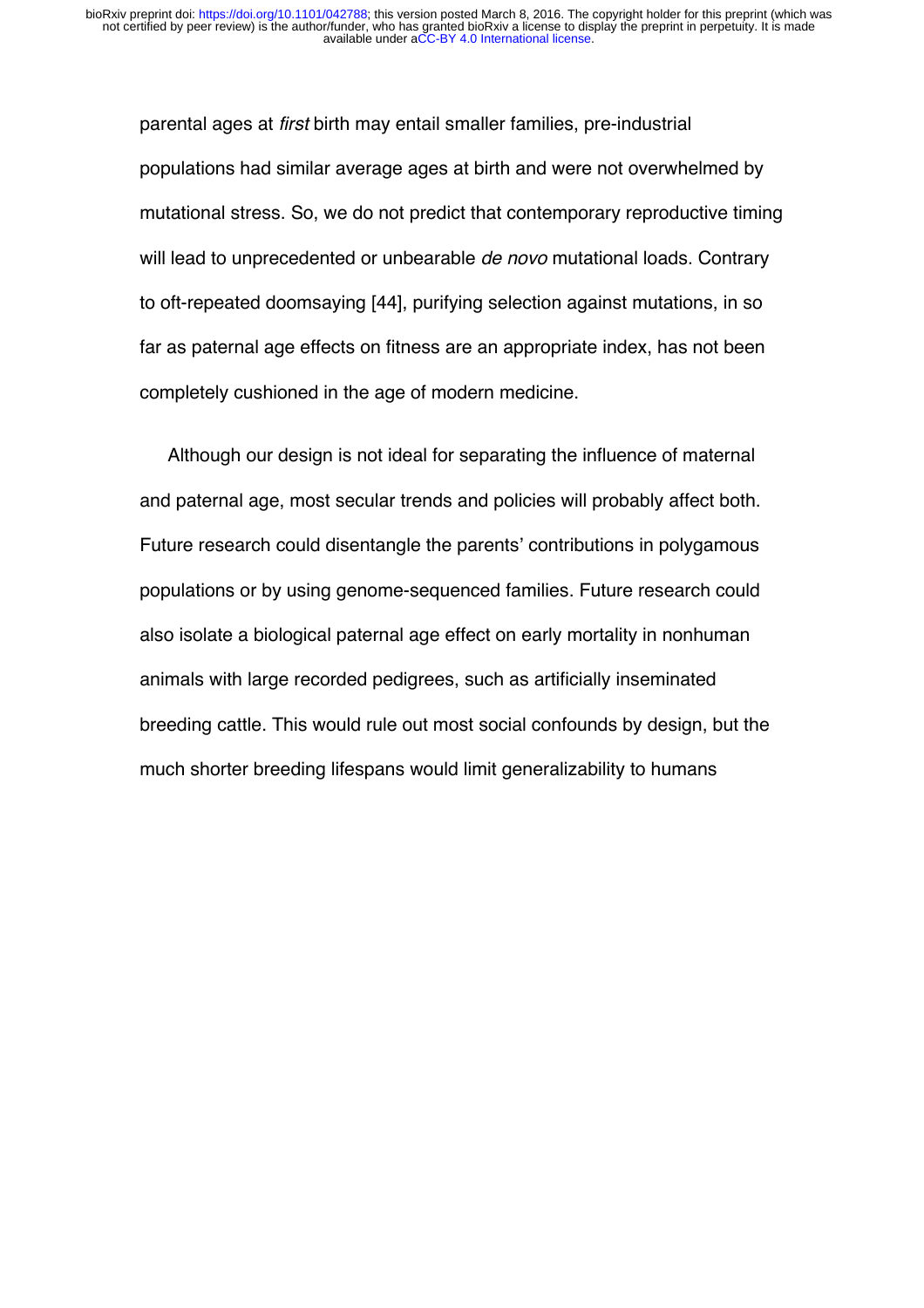parental ages at *first* birth may entail smaller families, pre-industrial populations had similar average ages at birth and were not overwhelmed by mutational stress. So, we do not predict that contemporary reproductive timing will lead to unprecedented or unbearable *de novo* mutational loads. Contrary to oft-repeated doomsaying [44], purifying selection against mutations, in so far as paternal age effects on fitness are an appropriate index, has not been completely cushioned in the age of modern medicine.

Although our design is not ideal for separating the influence of maternal and paternal age, most secular trends and policies will probably affect both. Future research could disentangle the parents' contributions in polygamous populations or by using genome-sequenced families. Future research could also isolate a biological paternal age effect on early mortality in nonhuman animals with large recorded pedigrees, such as artificially inseminated breeding cattle. This would rule out most social confounds by design, but the much shorter breeding lifespans would limit generalizability to humans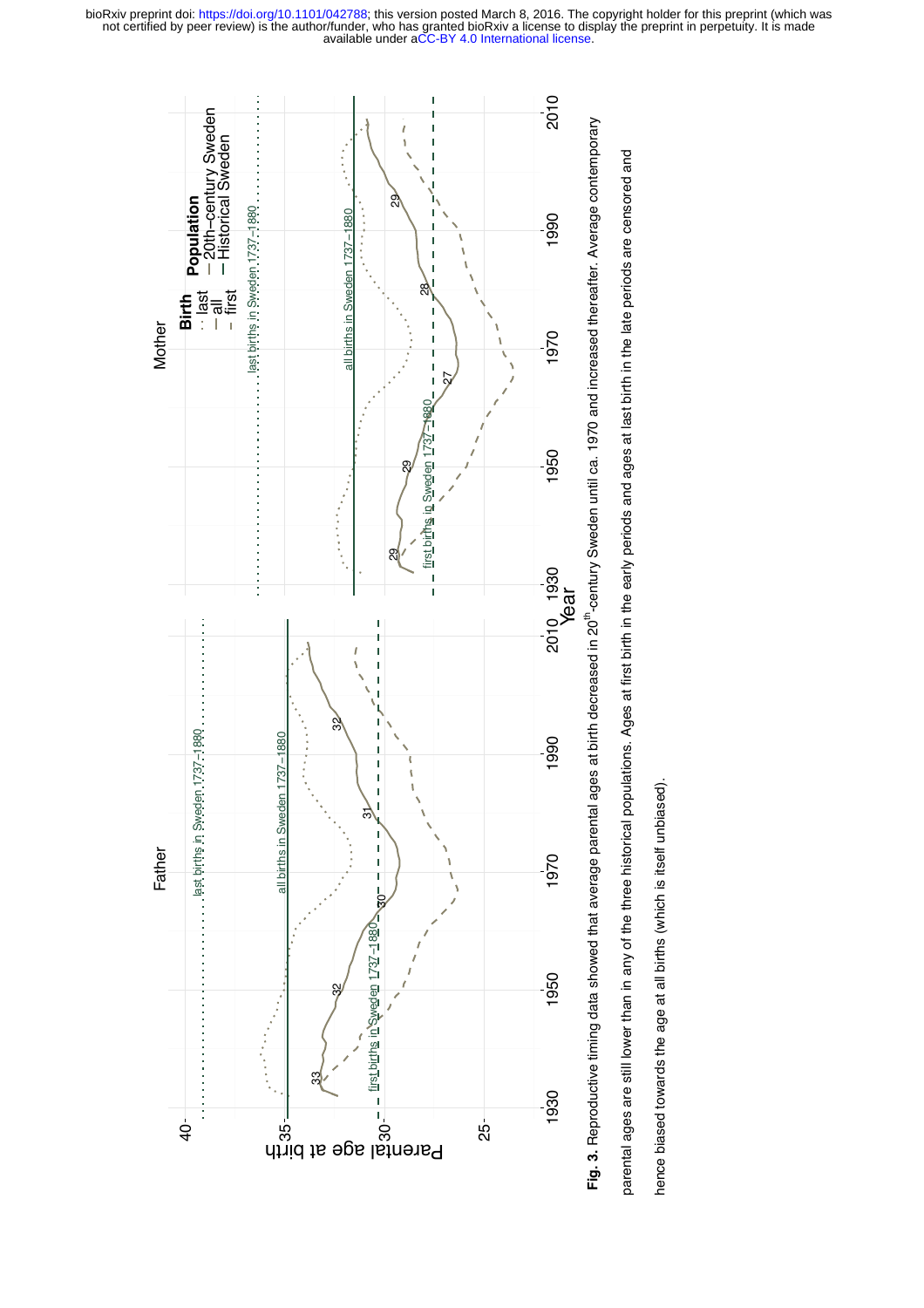**Fig. 3.** Reproductive timing data showed that average parental ages at birth decreased in 20[th]-century Sweden until ca. 1970 and increased thereafter. Average contemporary parental ages are still lower than in any of the three historical populations. Ages at first birth in the early periods and ages at last birth in the late periods are censored and hence biased towards the age at all births (which is itself unbiased).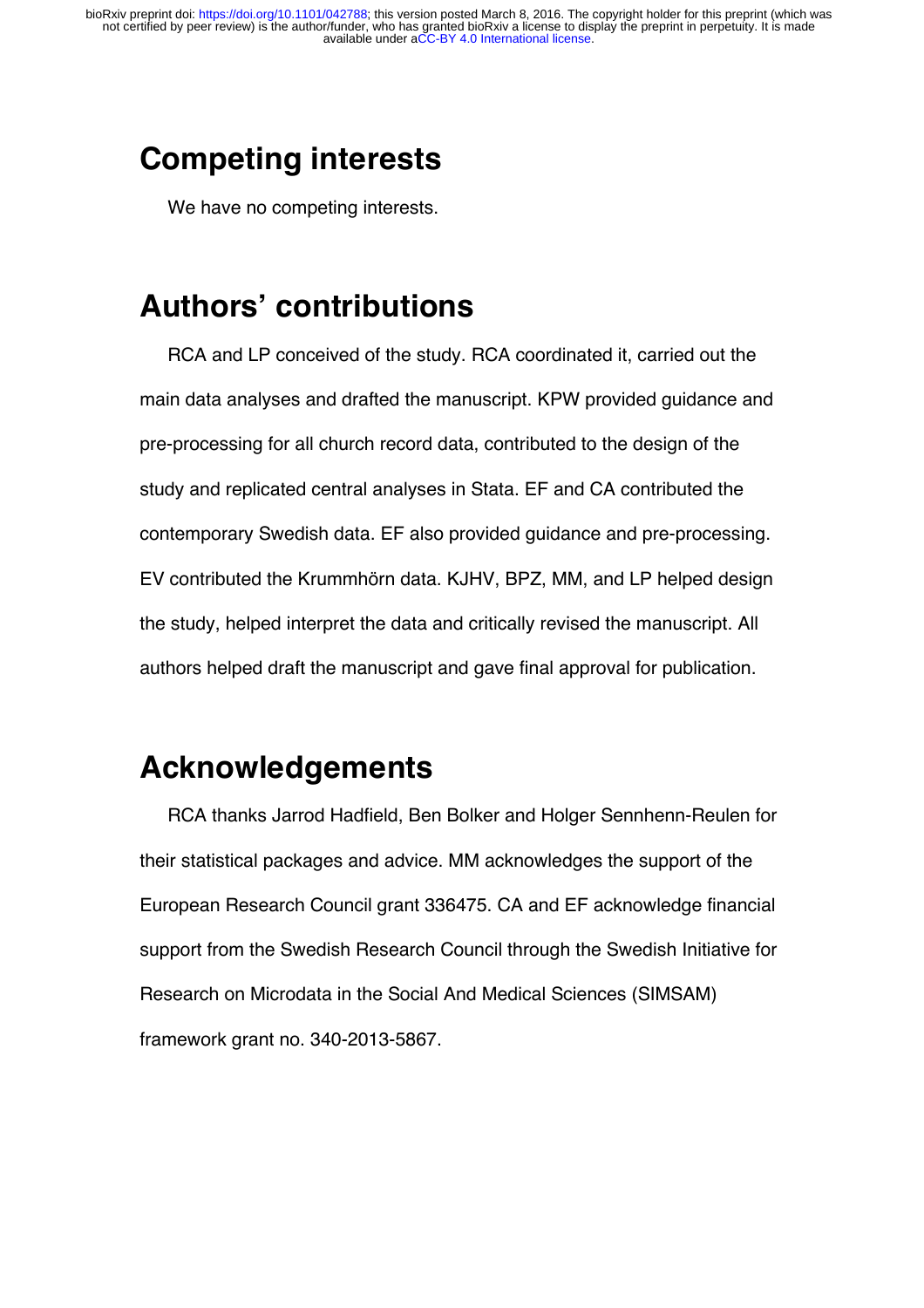# Competing interests

We have no competing interests.

# Authors' contributions

RCA and LP conceived of the study. RCA coordinated it, carried out the main data analyses and drafted the manuscript. KPW provided guidance and pre-processing for all church record data, contributed to the design of the study and replicated central analyses in Stata. EF and CA contributed the contemporary Swedish data. EF also provided guidance and pre-processing. EV contributed the Krummhörn data. KJHV, BPZ, MM, and LP helped design the study, helped interpret the data and critically revised the manuscript. All authors helped draft the manuscript and gave final approval for publication.

# Acknowledgements

RCA thanks Jarrod Hadfield, Ben Bolker and Holger Sennhenn-Reulen for their statistical packages and advice. MM acknowledges the support of the European Research Council grant 336475. CA and EF acknowledge financial support from the Swedish Research Council through the Swedish Initiative for Research on Microdata in the Social And Medical Sciences (SIMSAM) framework grant no. 340-2013-5867.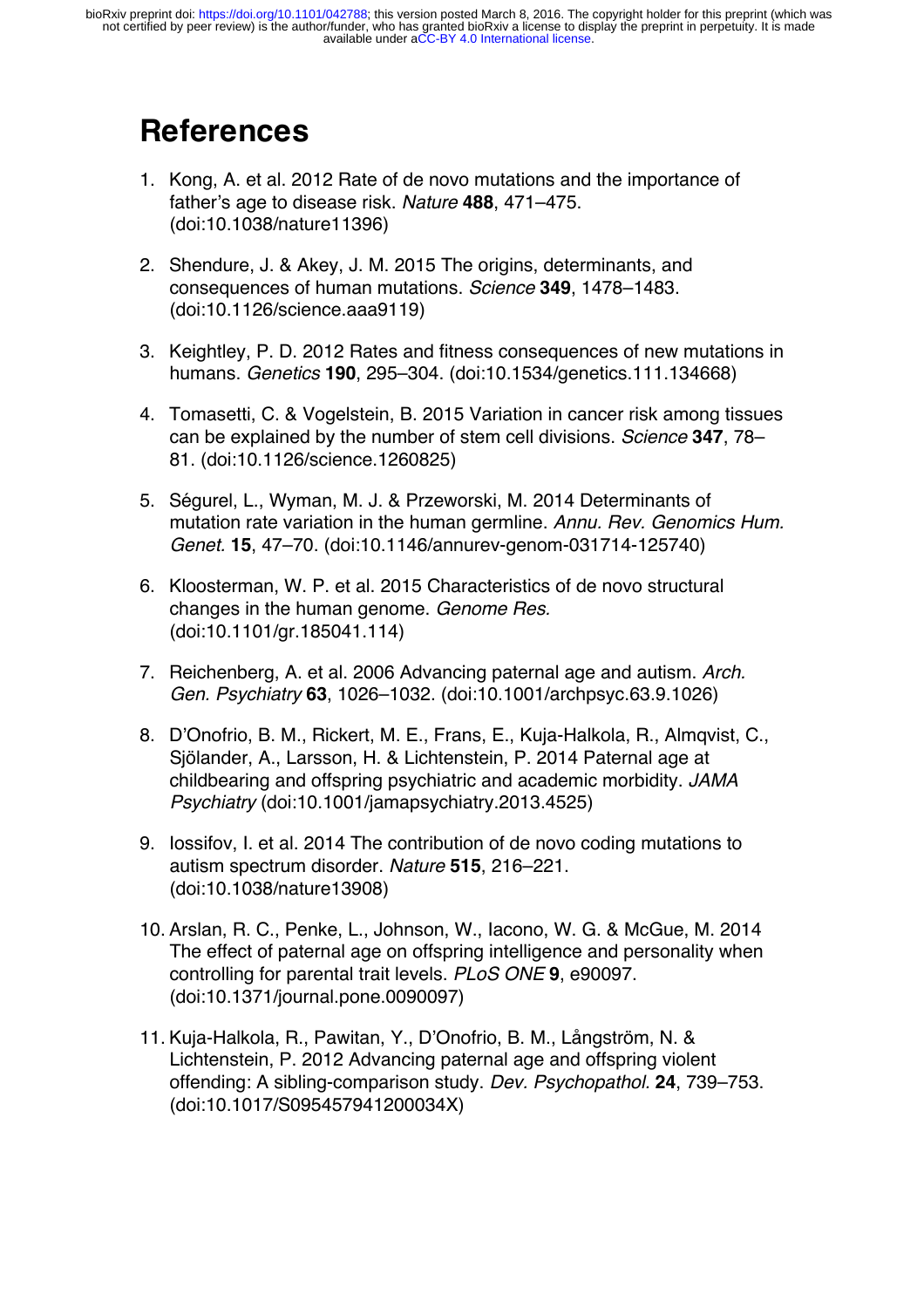# References

1. Kong, A. et al. 2012 Rate of de novo mutations and the importance of father's age to disease risk. *Nature* **488**, 471–475. (doi:10.1038/nature11396)

2. Shendure, J. & Akey, J. M. 2015 The origins, determinants, and consequences of human mutations. *Science* **349**, 1478–1483. (doi:10.1126/science.aaa9119)

3. Keightley, P. D. 2012 Rates and fitness consequences of new mutations in humans. *Genetics* **190**, 295–304. (doi:10.1534/genetics.111.134668)

4. Tomasetti, C. & Vogelstein, B. 2015 Variation in cancer risk among tissues can be explained by the number of stem cell divisions. *Science* **347**, 78–81. (doi:10.1126/science.1260825)

5. Ségurel, L., Wyman, M. J. & Przeworski, M. 2014 Determinants of mutation rate variation in the human germline. *Annu. Rev. Genomics Hum. Genet.* **15**, 47–70. (doi:10.1146/annurev-genom-031714-125740)

6. Kloosterman, W. P. et al. 2015 Characteristics of de novo structural changes in the human genome. *Genome Res.* (doi:10.1101/gr.185041.114)

7. Reichenberg, A. et al. 2006 Advancing paternal age and autism. *Arch. Gen. Psychiatry* **63**, 1026–1032. (doi:10.1001/archpsyc.63.9.1026)

8. D'Onofrio, B. M., Rickert, M. E., Frans, E., Kuja-Halkola, R., Almqvist, C., Sjölander, A., Larsson, H. & Lichtenstein, P. 2014 Paternal age at childbearing and offspring psychiatric and academic morbidity. *JAMA Psychiatry* (doi:10.1001/jamapsychiatry.2013.4525)

9. Iossifov, I. et al. 2014 The contribution of de novo coding mutations to autism spectrum disorder. *Nature* **515**, 216–221. (doi:10.1038/nature13908)

10. Arslan, R. C., Penke, L., Johnson, W., Iacono, W. G. & McGue, M. 2014 The effect of paternal age on offspring intelligence and personality when controlling for parental trait levels. *PLoS ONE* **9**, e90097. (doi:10.1371/journal.pone.0090097)

11. Kuja-Halkola, R., Pawitan, Y., D'Onofrio, B. M., Långström, N. & Lichtenstein, P. 2012 Advancing paternal age and offspring violent offending: A sibling-comparison study. *Dev. Psychopathol.* **24**, 739–753. (doi:10.1017/S095457941200034X)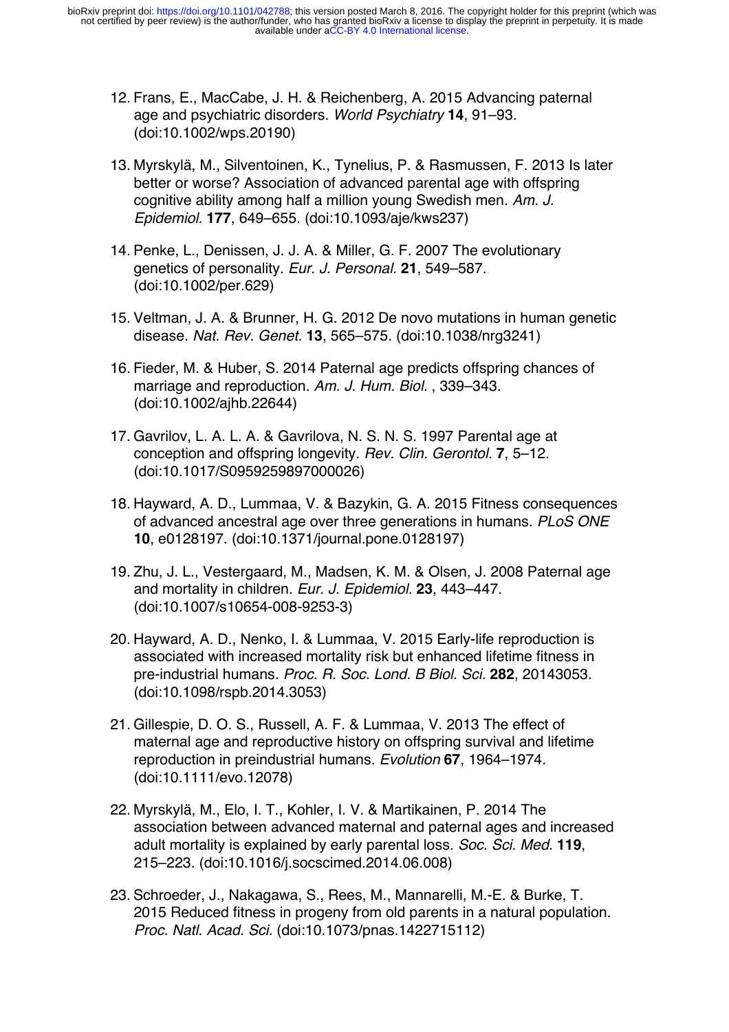12. Frans, E., MacCabe, J. H. & Reichenberg, A. 2015 Advancing paternal age and psychiatric disorders. *World Psychiatry* **14**, 91–93. (doi:10.1002/wps.20190)

13. Myrskylä, M., Silventoinen, K., Tynelius, P. & Rasmussen, F. 2013 Is later better or worse? Association of advanced parental age with offspring cognitive ability among half a million young Swedish men. *Am. J. Epidemiol.* **177**, 649–655. (doi:10.1093/aje/kws237)

14. Penke, L., Denissen, J. J. A. & Miller, G. F. 2007 The evolutionary genetics of personality. *Eur. J. Personal.* **21**, 549–587. (doi:10.1002/per.629)

15. Veltman, J. A. & Brunner, H. G. 2012 De novo mutations in human genetic disease. *Nat. Rev. Genet.* **13**, 565–575. (doi:10.1038/nrg3241)

16. Fieder, M. & Huber, S. 2014 Paternal age predicts offspring chances of marriage and reproduction. *Am. J. Hum. Biol.* , 339–343. (doi:10.1002/ajhb.22644)

17. Gavrilov, L. A. L. A. & Gavrilova, N. S. N. S. 1997 Parental age at conception and offspring longevity. *Rev. Clin. Gerontol.* **7**, 5–12. (doi:10.1017/S0959259897000026)

18. Hayward, A. D., Lummaa, V. & Bazykin, G. A. 2015 Fitness consequences of advanced ancestral age over three generations in humans. *PLoS ONE* **10**, e0128197. (doi:10.1371/journal.pone.0128197)

19. Zhu, J. L., Vestergaard, M., Madsen, K. M. & Olsen, J. 2008 Paternal age and mortality in children. *Eur. J. Epidemiol.* **23**, 443–447. (doi:10.1007/s10654-008-9253-3)

20. Hayward, A. D., Nenko, I. & Lummaa, V. 2015 Early-life reproduction is associated with increased mortality risk but enhanced lifetime fitness in pre-industrial humans. *Proc. R. Soc. Lond. B Biol. Sci.* **282**, 20143053. (doi:10.1098/rspb.2014.3053)

21. Gillespie, D. O. S., Russell, A. F. & Lummaa, V. 2013 The effect of maternal age and reproductive history on offspring survival and lifetime reproduction in preindustrial humans. *Evolution* **67**, 1964–1974. (doi:10.1111/evo.12078)

22. Myrskylä, M., Elo, I. T., Kohler, I. V. & Martikainen, P. 2014 The association between advanced maternal and paternal ages and increased adult mortality is explained by early parental loss. *Soc. Sci. Med.* **119**, 215–223. (doi:10.1016/j.socscimed.2014.06.008)

23. Schroeder, J., Nakagawa, S., Rees, M., Mannarelli, M.-E. & Burke, T. 2015 Reduced fitness in progeny from old parents in a natural population. *Proc. Natl. Acad. Sci.* (doi:10.1073/pnas.1422715112)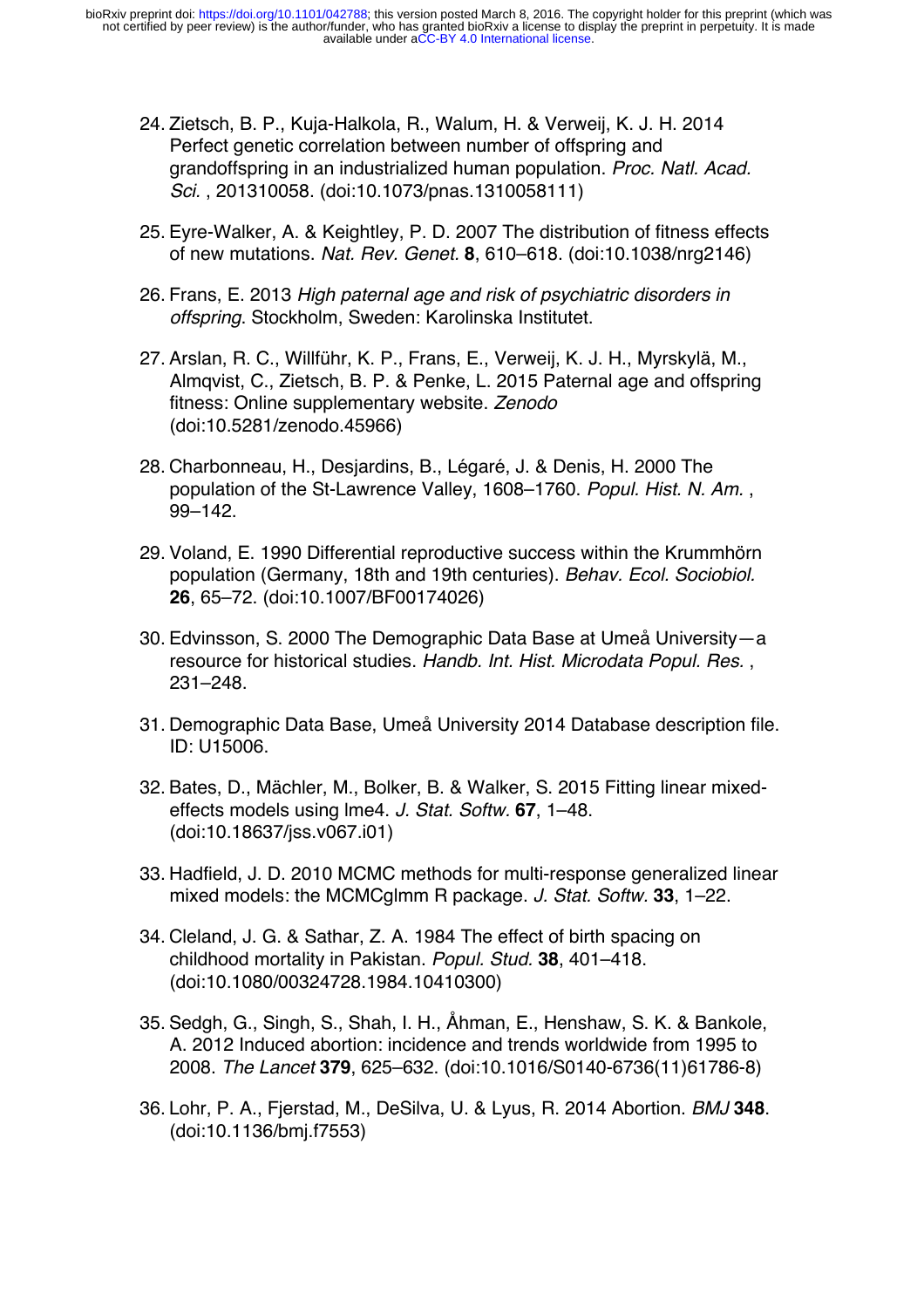24. Zietsch, B. P., Kuja-Halkola, R., Walum, H. & Verweij, K. J. H. 2014 Perfect genetic correlation between number of offspring and grandoffspring in an industrialized human population. *Proc. Natl. Acad. Sci.* , 201310058. (doi:10.1073/pnas.1310058111)

25. Eyre-Walker, A. & Keightley, P. D. 2007 The distribution of fitness effects of new mutations. *Nat. Rev. Genet.* **8**, 610–618. (doi:10.1038/nrg2146)

26. Frans, E. 2013 *High paternal age and risk of psychiatric disorders in offspring*. Stockholm, Sweden: Karolinska Institutet.

27. Arslan, R. C., Willführ, K. P., Frans, E., Verweij, K. J. H., Myrskylä, M., Almqvist, C., Zietsch, B. P. & Penke, L. 2015 Paternal age and offspring fitness: Online supplementary website. *Zenodo* (doi:10.5281/zenodo.45966)

28. Charbonneau, H., Desjardins, B., Légaré, J. & Denis, H. 2000 The population of the St-Lawrence Valley, 1608–1760. *Popul. Hist. N. Am.* , 99–142.

29. Voland, E. 1990 Differential reproductive success within the Krummhörn population (Germany, 18th and 19th centuries). *Behav. Ecol. Sociobiol.* **26**, 65–72. (doi:10.1007/BF00174026)

30. Edvinsson, S. 2000 The Demographic Data Base at Umeå University—a resource for historical studies. *Handb. Int. Hist. Microdata Popul. Res.* , 231–248.

31. Demographic Data Base, Umeå University 2014 Database description file. ID: U15006.

32. Bates, D., Mächler, M., Bolker, B. & Walker, S. 2015 Fitting linear mixed-effects models using lme4. *J. Stat. Softw.* **67**, 1–48. (doi:10.18637/jss.v067.i01)

33. Hadfield, J. D. 2010 MCMC methods for multi-response generalized linear mixed models: the MCMCglmm R package. *J. Stat. Softw.* **33**, 1–22.

34. Cleland, J. G. & Sathar, Z. A. 1984 The effect of birth spacing on childhood mortality in Pakistan. *Popul. Stud.* **38**, 401–418. (doi:10.1080/00324728.1984.10410300)

35. Sedgh, G., Singh, S., Shah, I. H., Åhman, E., Henshaw, S. K. & Bankole, A. 2012 Induced abortion: incidence and trends worldwide from 1995 to 2008. *The Lancet* **379**, 625–632. (doi:10.1016/S0140-6736(11)61786-8)

36. Lohr, P. A., Fjerstad, M., DeSilva, U. & Lyus, R. 2014 Abortion. *BMJ* **348**. (doi:10.1136/bmj.f7553)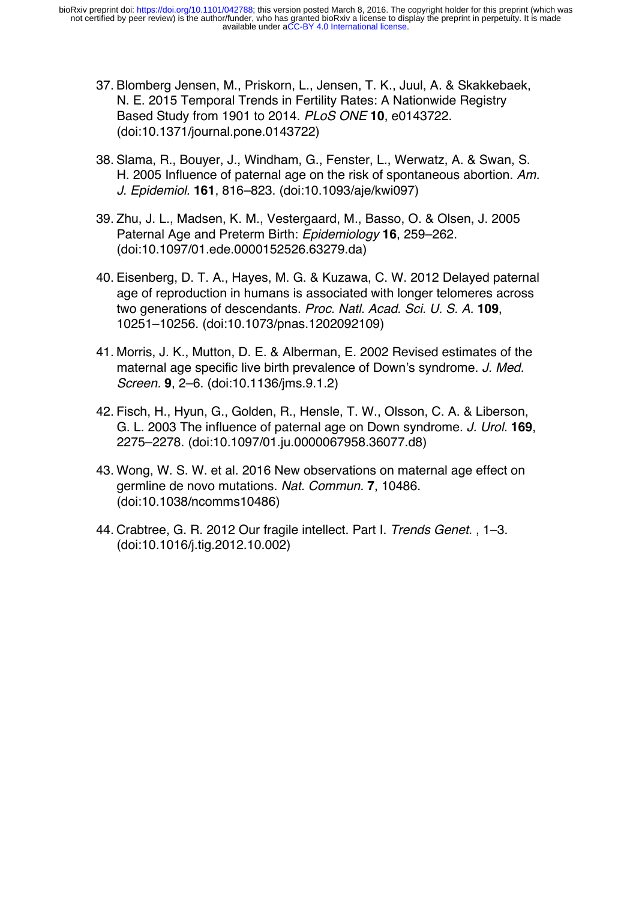37. Blomberg Jensen, M., Priskorn, L., Jensen, T. K., Juul, A. & Skakkebaek, N. E. 2015 Temporal Trends in Fertility Rates: A Nationwide Registry Based Study from 1901 to 2014. *PLoS ONE* **10**, e0143722. (doi:10.1371/journal.pone.0143722)

38. Slama, R., Bouyer, J., Windham, G., Fenster, L., Werwatz, A. & Swan, S. H. 2005 Influence of paternal age on the risk of spontaneous abortion. *Am. J. Epidemiol.* **161**, 816–823. (doi:10.1093/aje/kwi097)

39. Zhu, J. L., Madsen, K. M., Vestergaard, M., Basso, O. & Olsen, J. 2005 Paternal Age and Preterm Birth: *Epidemiology* **16**, 259–262. (doi:10.1097/01.ede.0000152526.63279.da)

40. Eisenberg, D. T. A., Hayes, M. G. & Kuzawa, C. W. 2012 Delayed paternal age of reproduction in humans is associated with longer telomeres across two generations of descendants. *Proc. Natl. Acad. Sci. U. S. A.* **109**, 10251–10256. (doi:10.1073/pnas.1202092109)

41. Morris, J. K., Mutton, D. E. & Alberman, E. 2002 Revised estimates of the maternal age specific live birth prevalence of Down's syndrome. *J. Med. Screen.* **9**, 2–6. (doi:10.1136/jms.9.1.2)

42. Fisch, H., Hyun, G., Golden, R., Hensle, T. W., Olsson, C. A. & Liberson, G. L. 2003 The influence of paternal age on Down syndrome. *J. Urol.* **169**, 2275–2278. (doi:10.1097/01.ju.0000067958.36077.d8)

43. Wong, W. S. W. et al. 2016 New observations on maternal age effect on germline de novo mutations. *Nat. Commun.* **7**, 10486. (doi:10.1038/ncomms10486)

44. Crabtree, G. R. 2012 Our fragile intellect. Part I. *Trends Genet.* , 1–3. (doi:10.1016/j.tig.2012.10.002)